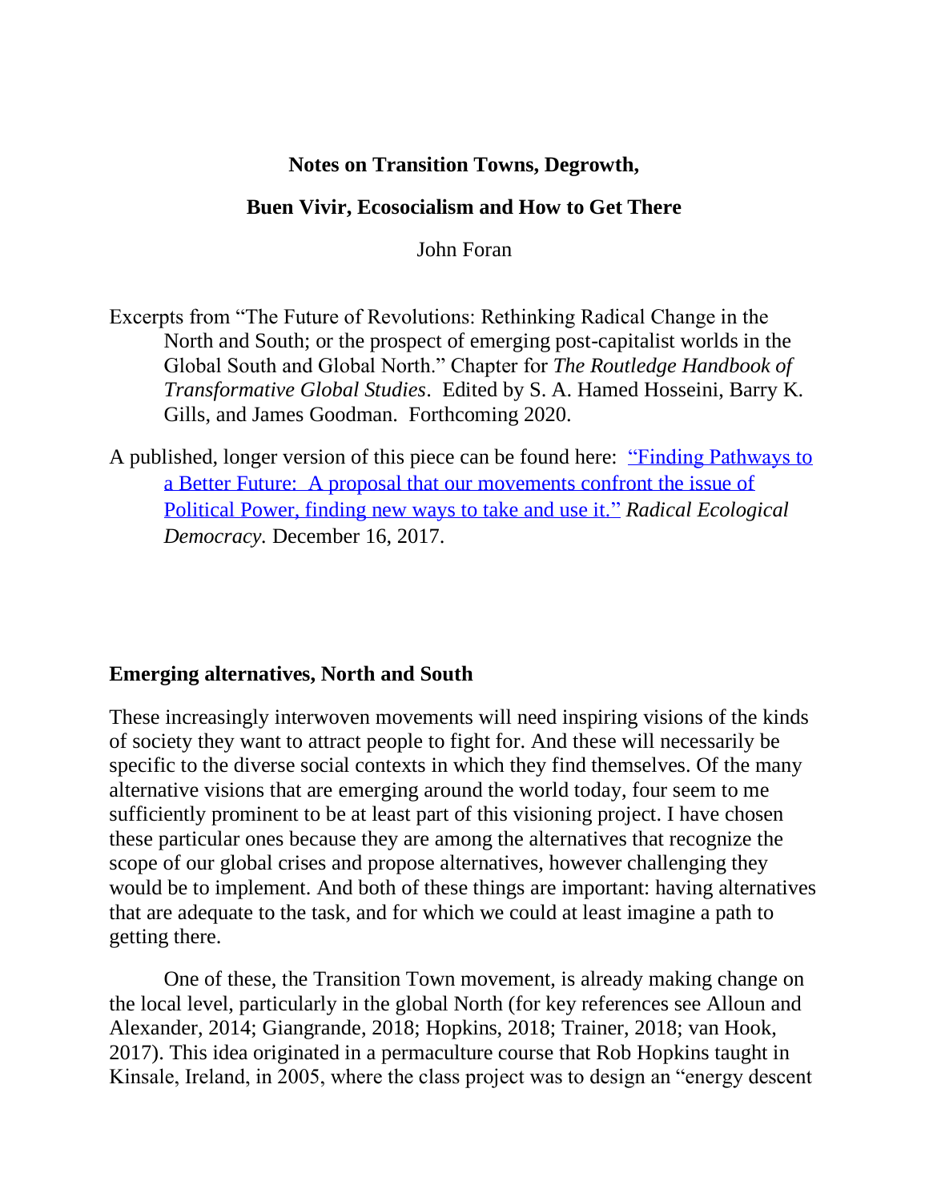# Notes on Transition Towns, Degrowth,

# Buen Vivir, Ecosocialism and How to Get There

John Foran

Excerpts from "The Future of Revolutions: Rethinking Radical Change in the North and South; or the prospect of emerging post-capitalist worlds in the Global South and Global North." Chapter for *The Routledge Handbook of Transformative Global Studies*. Edited by S. A. Hamed Hosseini, Barry K. Gills, and James Goodman. Forthcoming 2020.

A published, longer version of this piece can be found here: "Finding Pathways to a Better Future: A proposal that our movements confront the issue of Political Power, finding new ways to take and use it." *Radical Ecological Democracy.* December 16, 2017.

## Emerging alternatives, North and South

These increasingly interwoven movements will need inspiring visions of the kinds of society they want to attract people to fight for. And these will necessarily be specific to the diverse social contexts in which they find themselves. Of the many alternative visions that are emerging around the world today, four seem to me sufficiently prominent to be at least part of this visioning project. I have chosen these particular ones because they are among the alternatives that recognize the scope of our global crises and propose alternatives, however challenging they would be to implement. And both of these things are important: having alternatives that are adequate to the task, and for which we could at least imagine a path to getting there.

One of these, the Transition Town movement, is already making change on the local level, particularly in the global North (for key references see Alloun and Alexander, 2014; Giangrande, 2018; Hopkins, 2018; Trainer, 2018; van Hook, 2017). This idea originated in a permaculture course that Rob Hopkins taught in Kinsale, Ireland, in 2005, where the class project was to design an "energy descent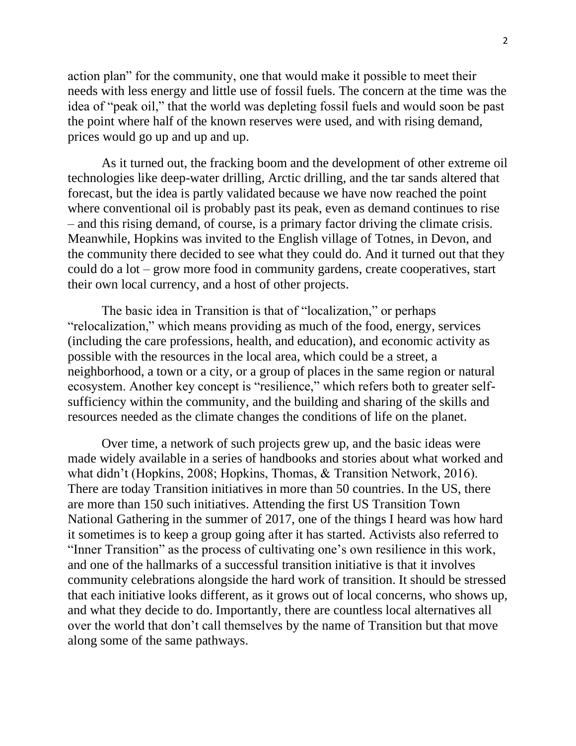action plan" for the community, one that would make it possible to meet their needs with less energy and little use of fossil fuels. The concern at the time was the idea of "peak oil," that the world was depleting fossil fuels and would soon be past the point where half of the known reserves were used, and with rising demand, prices would go up and up and up.

As it turned out, the fracking boom and the development of other extreme oil technologies like deep-water drilling, Arctic drilling, and the tar sands altered that forecast, but the idea is partly validated because we have now reached the point where conventional oil is probably past its peak, even as demand continues to rise – and this rising demand, of course, is a primary factor driving the climate crisis. Meanwhile, Hopkins was invited to the English village of Totnes, in Devon, and the community there decided to see what they could do. And it turned out that they could do a lot – grow more food in community gardens, create cooperatives, start their own local currency, and a host of other projects.

The basic idea in Transition is that of "localization," or perhaps "relocalization," which means providing as much of the food, energy, services (including the care professions, health, and education), and economic activity as possible with the resources in the local area, which could be a street, a neighborhood, a town or a city, or a group of places in the same region or natural ecosystem. Another key concept is "resilience," which refers both to greater self-sufficiency within the community, and the building and sharing of the skills and resources needed as the climate changes the conditions of life on the planet.

Over time, a network of such projects grew up, and the basic ideas were made widely available in a series of handbooks and stories about what worked and what didn't (Hopkins, 2008; Hopkins, Thomas, & Transition Network, 2016). There are today Transition initiatives in more than 50 countries. In the US, there are more than 150 such initiatives. Attending the first US Transition Town National Gathering in the summer of 2017, one of the things I heard was how hard it sometimes is to keep a group going after it has started. Activists also referred to "Inner Transition" as the process of cultivating one's own resilience in this work, and one of the hallmarks of a successful transition initiative is that it involves community celebrations alongside the hard work of transition. It should be stressed that each initiative looks different, as it grows out of local concerns, who shows up, and what they decide to do. Importantly, there are countless local alternatives all over the world that don't call themselves by the name of Transition but that move along some of the same pathways.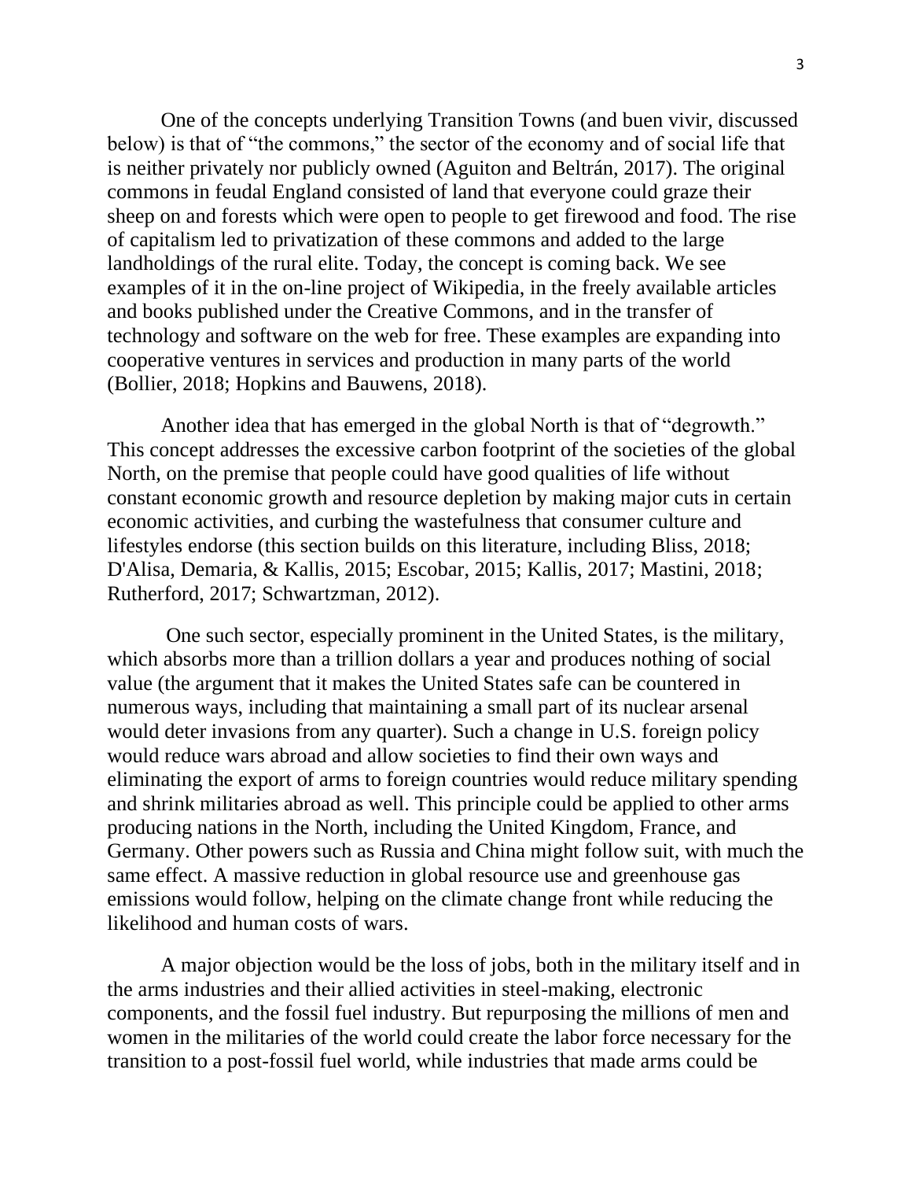One of the concepts underlying Transition Towns (and buen vivir, discussed below) is that of "the commons," the sector of the economy and of social life that is neither privately nor publicly owned (Aguiton and Beltrán, 2017). The original commons in feudal England consisted of land that everyone could graze their sheep on and forests which were open to people to get firewood and food. The rise of capitalism led to privatization of these commons and added to the large landholdings of the rural elite. Today, the concept is coming back. We see examples of it in the on-line project of Wikipedia, in the freely available articles and books published under the Creative Commons, and in the transfer of technology and software on the web for free. These examples are expanding into cooperative ventures in services and production in many parts of the world (Bollier, 2018; Hopkins and Bauwens, 2018).

Another idea that has emerged in the global North is that of "degrowth." This concept addresses the excessive carbon footprint of the societies of the global North, on the premise that people could have good qualities of life without constant economic growth and resource depletion by making major cuts in certain economic activities, and curbing the wastefulness that consumer culture and lifestyles endorse (this section builds on this literature, including Bliss, 2018; D'Alisa, Demaria, & Kallis, 2015; Escobar, 2015; Kallis, 2017; Mastini, 2018; Rutherford, 2017; Schwartzman, 2012).

One such sector, especially prominent in the United States, is the military, which absorbs more than a trillion dollars a year and produces nothing of social value (the argument that it makes the United States safe can be countered in numerous ways, including that maintaining a small part of its nuclear arsenal would deter invasions from any quarter). Such a change in U.S. foreign policy would reduce wars abroad and allow societies to find their own ways and eliminating the export of arms to foreign countries would reduce military spending and shrink militaries abroad as well. This principle could be applied to other arms producing nations in the North, including the United Kingdom, France, and Germany. Other powers such as Russia and China might follow suit, with much the same effect. A massive reduction in global resource use and greenhouse gas emissions would follow, helping on the climate change front while reducing the likelihood and human costs of wars.

A major objection would be the loss of jobs, both in the military itself and in the arms industries and their allied activities in steel-making, electronic components, and the fossil fuel industry. But repurposing the millions of men and women in the militaries of the world could create the labor force necessary for the transition to a post-fossil fuel world, while industries that made arms could be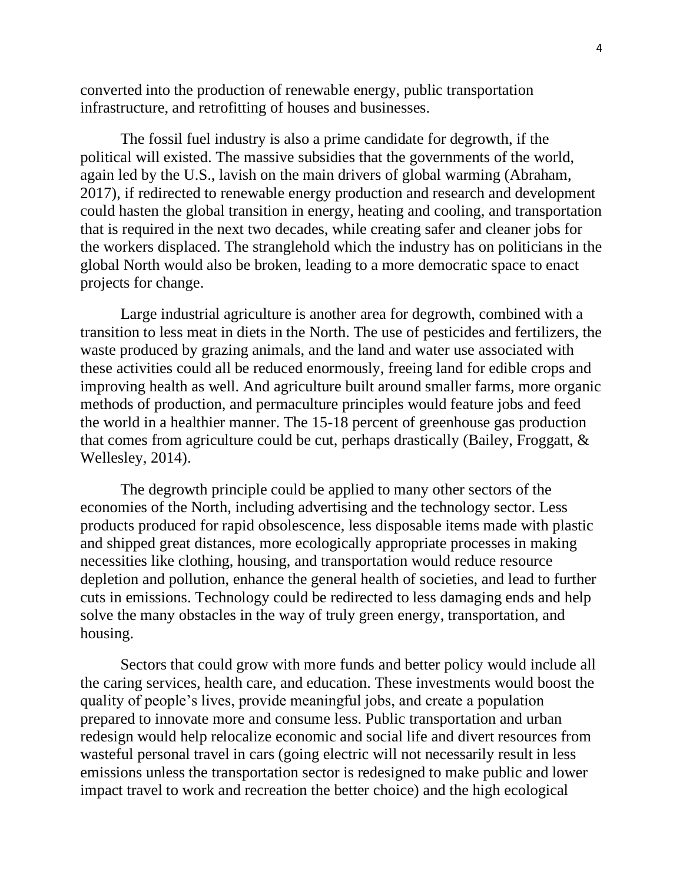converted into the production of renewable energy, public transportation infrastructure, and retrofitting of houses and businesses.

The fossil fuel industry is also a prime candidate for degrowth, if the political will existed. The massive subsidies that the governments of the world, again led by the U.S., lavish on the main drivers of global warming (Abraham, 2017), if redirected to renewable energy production and research and development could hasten the global transition in energy, heating and cooling, and transportation that is required in the next two decades, while creating safer and cleaner jobs for the workers displaced. The stranglehold which the industry has on politicians in the global North would also be broken, leading to a more democratic space to enact projects for change.

Large industrial agriculture is another area for degrowth, combined with a transition to less meat in diets in the North. The use of pesticides and fertilizers, the waste produced by grazing animals, and the land and water use associated with these activities could all be reduced enormously, freeing land for edible crops and improving health as well. And agriculture built around smaller farms, more organic methods of production, and permaculture principles would feature jobs and feed the world in a healthier manner. The 15-18 percent of greenhouse gas production that comes from agriculture could be cut, perhaps drastically (Bailey, Froggatt, & Wellesley, 2014).

The degrowth principle could be applied to many other sectors of the economies of the North, including advertising and the technology sector. Less products produced for rapid obsolescence, less disposable items made with plastic and shipped great distances, more ecologically appropriate processes in making necessities like clothing, housing, and transportation would reduce resource depletion and pollution, enhance the general health of societies, and lead to further cuts in emissions. Technology could be redirected to less damaging ends and help solve the many obstacles in the way of truly green energy, transportation, and housing.

Sectors that could grow with more funds and better policy would include all the caring services, health care, and education. These investments would boost the quality of people's lives, provide meaningful jobs, and create a population prepared to innovate more and consume less. Public transportation and urban redesign would help relocalize economic and social life and divert resources from wasteful personal travel in cars (going electric will not necessarily result in less emissions unless the transportation sector is redesigned to make public and lower impact travel to work and recreation the better choice) and the high ecological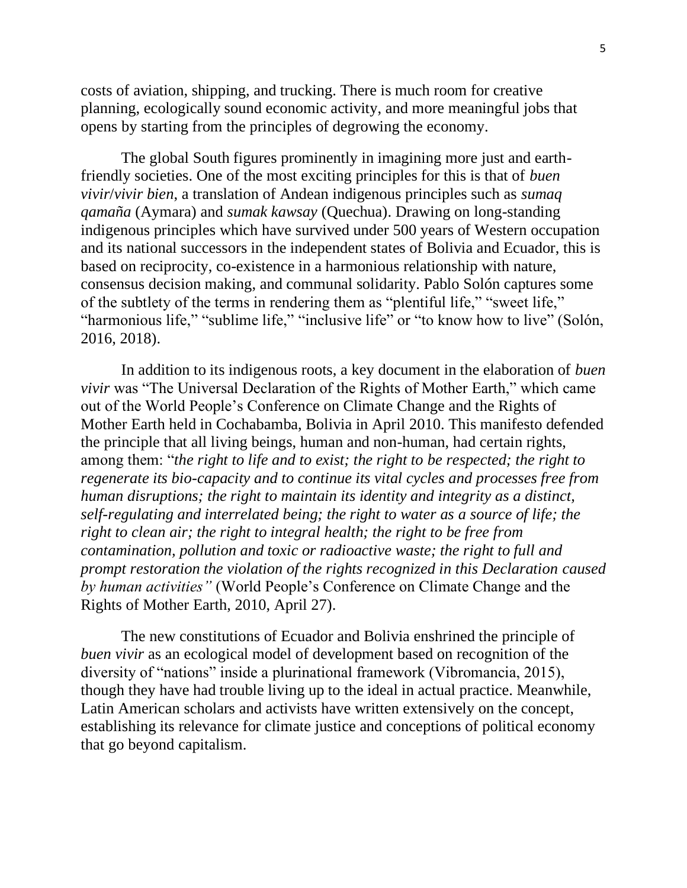costs of aviation, shipping, and trucking. There is much room for creative planning, ecologically sound economic activity, and more meaningful jobs that opens by starting from the principles of degrowing the economy.

The global South figures prominently in imagining more just and earth-friendly societies. One of the most exciting principles for this is that of *buen vivir*/*vivir bien*, a translation of Andean indigenous principles such as *sumaq qamaña* (Aymara) and *sumak kawsay* (Quechua). Drawing on long-standing indigenous principles which have survived under 500 years of Western occupation and its national successors in the independent states of Bolivia and Ecuador, this is based on reciprocity, co-existence in a harmonious relationship with nature, consensus decision making, and communal solidarity. Pablo Solón captures some of the subtlety of the terms in rendering them as "plentiful life," "sweet life," "harmonious life," "sublime life," "inclusive life" or "to know how to live" (Solón, 2016, 2018).

In addition to its indigenous roots, a key document in the elaboration of *buen vivir* was "The Universal Declaration of the Rights of Mother Earth," which came out of the World People's Conference on Climate Change and the Rights of Mother Earth held in Cochabamba, Bolivia in April 2010. This manifesto defended the principle that all living beings, human and non-human, had certain rights, among them: "*the right to life and to exist; the right to be respected; the right to regenerate its bio-capacity and to continue its vital cycles and processes free from human disruptions; the right to maintain its identity and integrity as a distinct, self-regulating and interrelated being; the right to water as a source of life; the right to clean air; the right to integral health; the right to be free from contamination, pollution and toxic or radioactive waste; the right to full and prompt restoration the violation of the rights recognized in this Declaration caused by human activities"* (World People's Conference on Climate Change and the Rights of Mother Earth, 2010, April 27).

The new constitutions of Ecuador and Bolivia enshrined the principle of *buen vivir* as an ecological model of development based on recognition of the diversity of "nations" inside a plurinational framework (Vibromancia, 2015), though they have had trouble living up to the ideal in actual practice. Meanwhile, Latin American scholars and activists have written extensively on the concept, establishing its relevance for climate justice and conceptions of political economy that go beyond capitalism.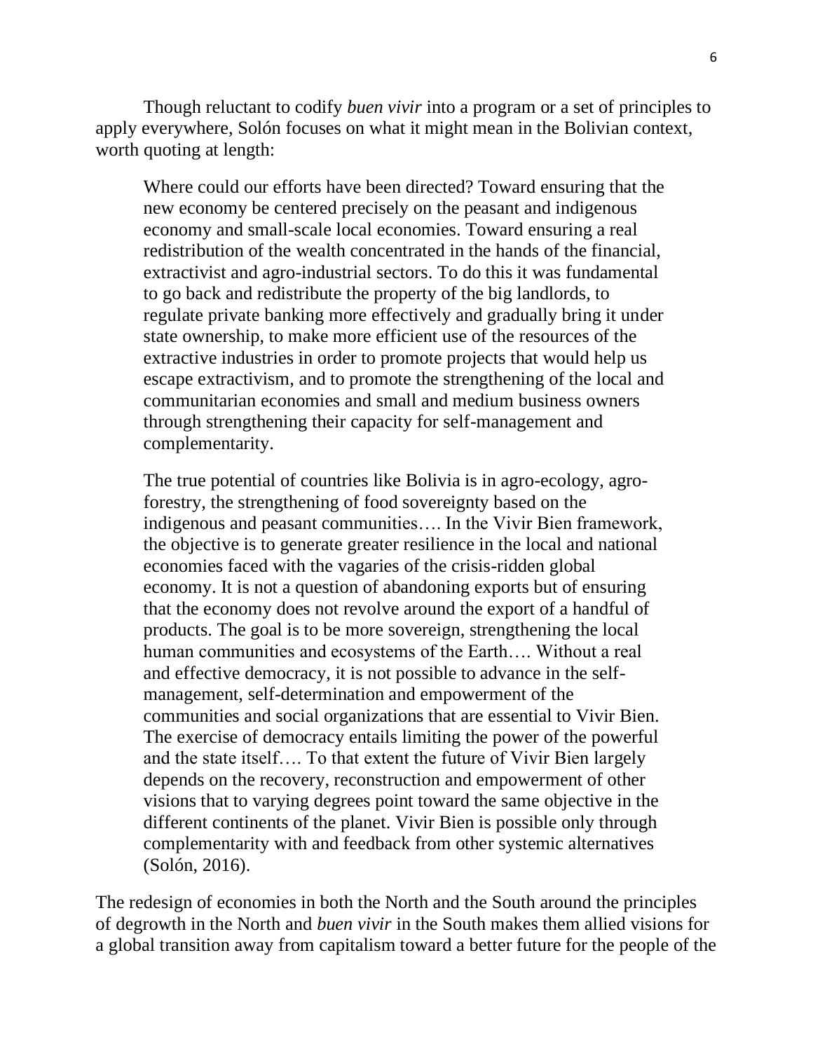Though reluctant to codify *buen vivir* into a program or a set of principles to apply everywhere, Solón focuses on what it might mean in the Bolivian context, worth quoting at length:

> Where could our efforts have been directed? Toward ensuring that the new economy be centered precisely on the peasant and indigenous economy and small-scale local economies. Toward ensuring a real redistribution of the wealth concentrated in the hands of the financial, extractivist and agro-industrial sectors. To do this it was fundamental to go back and redistribute the property of the big landlords, to regulate private banking more effectively and gradually bring it under state ownership, to make more efficient use of the resources of the extractive industries in order to promote projects that would help us escape extractivism, and to promote the strengthening of the local and communitarian economies and small and medium business owners through strengthening their capacity for self-management and complementarity.
>
> The true potential of countries like Bolivia is in agro-ecology, agro-forestry, the strengthening of food sovereignty based on the indigenous and peasant communities…. In the Vivir Bien framework, the objective is to generate greater resilience in the local and national economies faced with the vagaries of the crisis-ridden global economy. It is not a question of abandoning exports but of ensuring that the economy does not revolve around the export of a handful of products. The goal is to be more sovereign, strengthening the local human communities and ecosystems of the Earth…. Without a real and effective democracy, it is not possible to advance in the self-management, self-determination and empowerment of the communities and social organizations that are essential to Vivir Bien. The exercise of democracy entails limiting the power of the powerful and the state itself…. To that extent the future of Vivir Bien largely depends on the recovery, reconstruction and empowerment of other visions that to varying degrees point toward the same objective in the different continents of the planet. Vivir Bien is possible only through complementarity with and feedback from other systemic alternatives (Solón, 2016).

The redesign of economies in both the North and the South around the principles of degrowth in the North and *buen vivir* in the South makes them allied visions for a global transition away from capitalism toward a better future for the people of the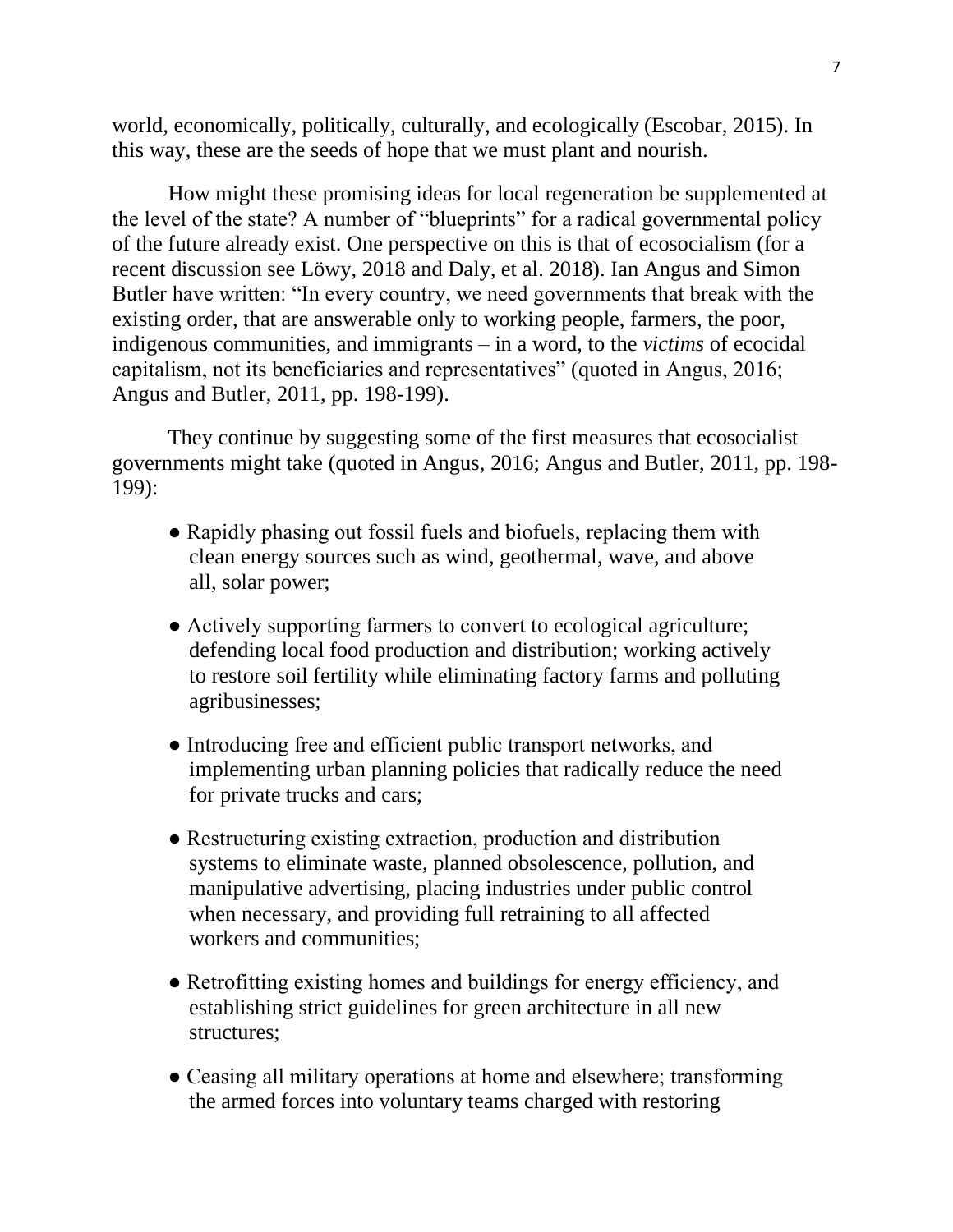world, economically, politically, culturally, and ecologically (Escobar, 2015). In this way, these are the seeds of hope that we must plant and nourish.

How might these promising ideas for local regeneration be supplemented at the level of the state? A number of "blueprints" for a radical governmental policy of the future already exist. One perspective on this is that of ecosocialism (for a recent discussion see Löwy, 2018 and Daly, et al. 2018). Ian Angus and Simon Butler have written: "In every country, we need governments that break with the existing order, that are answerable only to working people, farmers, the poor, indigenous communities, and immigrants – in a word, to the *victims* of ecocidal capitalism, not its beneficiaries and representatives" (quoted in Angus, 2016; Angus and Butler, 2011, pp. 198-199).

They continue by suggesting some of the first measures that ecosocialist governments might take (quoted in Angus, 2016; Angus and Butler, 2011, pp. 198-199):

- Rapidly phasing out fossil fuels and biofuels, replacing them with clean energy sources such as wind, geothermal, wave, and above all, solar power;
- Actively supporting farmers to convert to ecological agriculture; defending local food production and distribution; working actively to restore soil fertility while eliminating factory farms and polluting agribusinesses;
- Introducing free and efficient public transport networks, and implementing urban planning policies that radically reduce the need for private trucks and cars;
- Restructuring existing extraction, production and distribution systems to eliminate waste, planned obsolescence, pollution, and manipulative advertising, placing industries under public control when necessary, and providing full retraining to all affected workers and communities;
- Retrofitting existing homes and buildings for energy efficiency, and establishing strict guidelines for green architecture in all new structures;
- Ceasing all military operations at home and elsewhere; transforming the armed forces into voluntary teams charged with restoring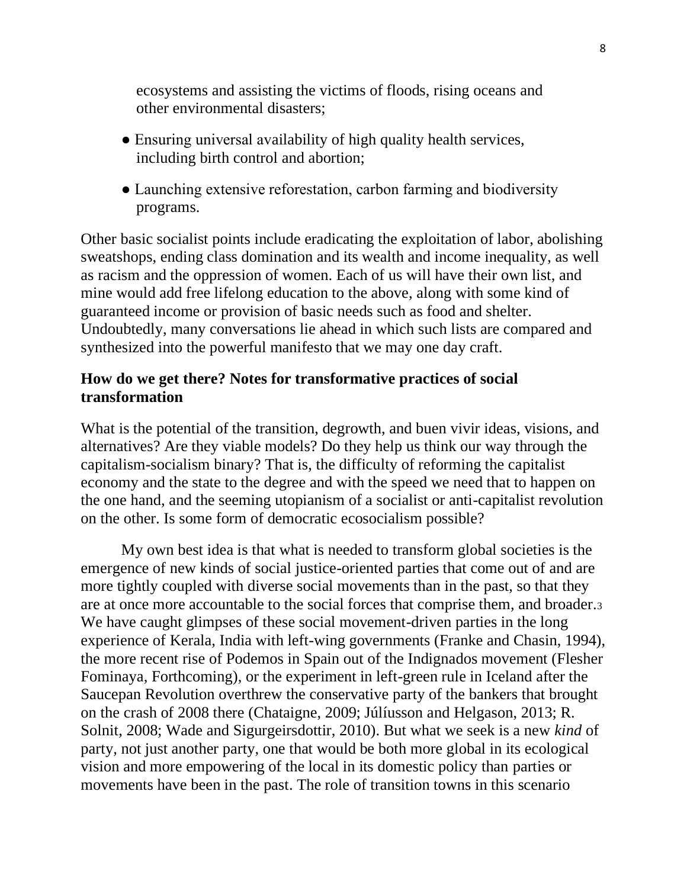ecosystems and assisting the victims of floods, rising oceans and other environmental disasters;

- Ensuring universal availability of high quality health services, including birth control and abortion;
- Launching extensive reforestation, carbon farming and biodiversity programs.

Other basic socialist points include eradicating the exploitation of labor, abolishing sweatshops, ending class domination and its wealth and income inequality, as well as racism and the oppression of women. Each of us will have their own list, and mine would add free lifelong education to the above, along with some kind of guaranteed income or provision of basic needs such as food and shelter. Undoubtedly, many conversations lie ahead in which such lists are compared and synthesized into the powerful manifesto that we may one day craft.

### How do we get there? Notes for transformative practices of social transformation

What is the potential of the transition, degrowth, and buen vivir ideas, visions, and alternatives? Are they viable models? Do they help us think our way through the capitalism-socialism binary? That is, the difficulty of reforming the capitalist economy and the state to the degree and with the speed we need that to happen on the one hand, and the seeming utopianism of a socialist or anti-capitalist revolution on the other. Is some form of democratic ecosocialism possible?

My own best idea is that what is needed to transform global societies is the emergence of new kinds of social justice-oriented parties that come out of and are more tightly coupled with diverse social movements than in the past, so that they are at once more accountable to the social forces that comprise them, and broader.[3] We have caught glimpses of these social movement-driven parties in the long experience of Kerala, India with left-wing governments (Franke and Chasin, 1994), the more recent rise of Podemos in Spain out of the Indignados movement (Flesher Fominaya, Forthcoming), or the experiment in left-green rule in Iceland after the Saucepan Revolution overthrew the conservative party of the bankers that brought on the crash of 2008 there (Chataigne, 2009; Júlíusson and Helgason, 2013; R. Solnit, 2008; Wade and Sigurgeirsdottir, 2010). But what we seek is a new *kind* of party, not just another party, one that would be both more global in its ecological vision and more empowering of the local in its domestic policy than parties or movements have been in the past. The role of transition towns in this scenario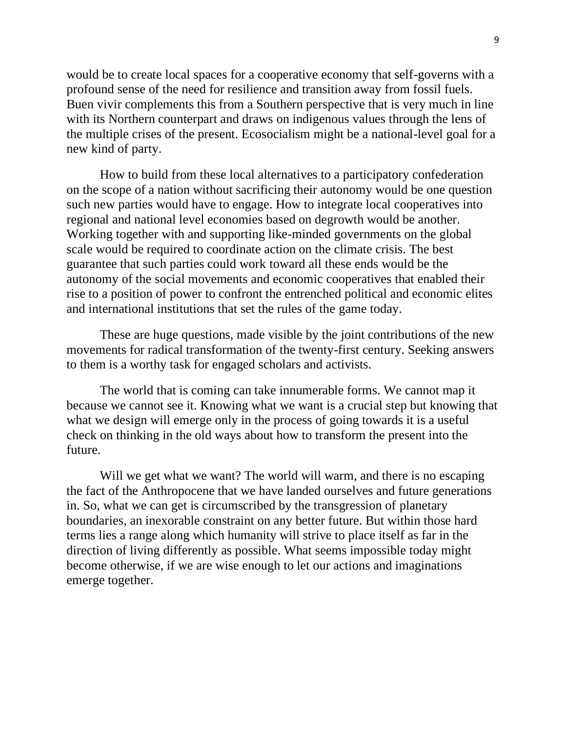would be to create local spaces for a cooperative economy that self-governs with a profound sense of the need for resilience and transition away from fossil fuels. Buen vivir complements this from a Southern perspective that is very much in line with its Northern counterpart and draws on indigenous values through the lens of the multiple crises of the present. Ecosocialism might be a national-level goal for a new kind of party.

How to build from these local alternatives to a participatory confederation on the scope of a nation without sacrificing their autonomy would be one question such new parties would have to engage. How to integrate local cooperatives into regional and national level economies based on degrowth would be another. Working together with and supporting like-minded governments on the global scale would be required to coordinate action on the climate crisis. The best guarantee that such parties could work toward all these ends would be the autonomy of the social movements and economic cooperatives that enabled their rise to a position of power to confront the entrenched political and economic elites and international institutions that set the rules of the game today.

These are huge questions, made visible by the joint contributions of the new movements for radical transformation of the twenty-first century. Seeking answers to them is a worthy task for engaged scholars and activists.

The world that is coming can take innumerable forms. We cannot map it because we cannot see it. Knowing what we want is a crucial step but knowing that what we design will emerge only in the process of going towards it is a useful check on thinking in the old ways about how to transform the present into the future.

Will we get what we want? The world will warm, and there is no escaping the fact of the Anthropocene that we have landed ourselves and future generations in. So, what we can get is circumscribed by the transgression of planetary boundaries, an inexorable constraint on any better future. But within those hard terms lies a range along which humanity will strive to place itself as far in the direction of living differently as possible. What seems impossible today might become otherwise, if we are wise enough to let our actions and imaginations emerge together.